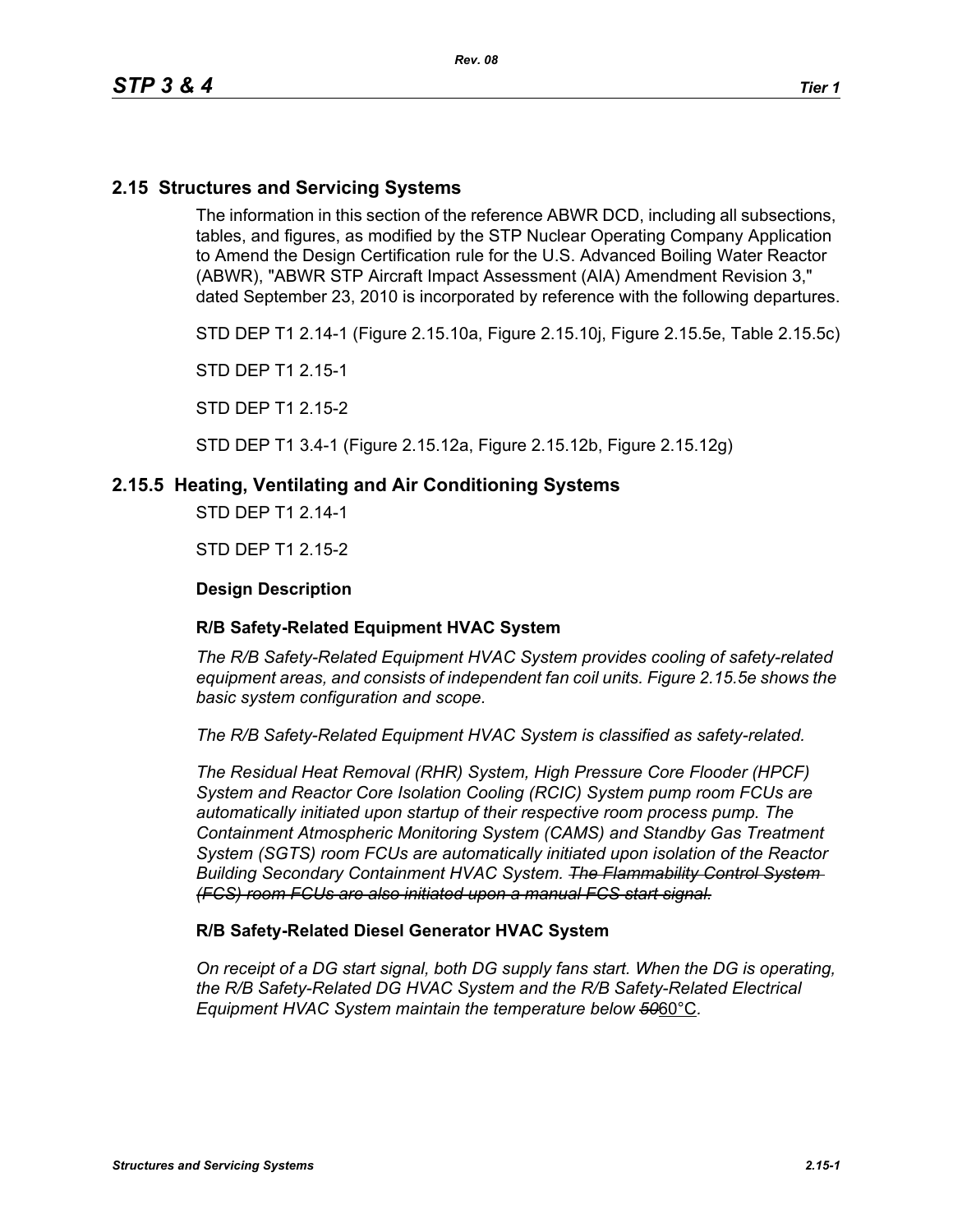## 2.15 Structures and Servicing Systems

The information in this section of the reference ABWR DCD, including all subsections, tables, and figures, as modified by the STP Nuclear Operating Company Application to Amend the Design Certification rule for the U.S. Advanced Boiling Water Reactor (ABWR), "ABWR STP Aircraft Impact Assessment (AIA) Amendment Revision 3," dated September 23, 2010 is incorporated by reference with the following departures.

STD DEP T1 2.14-1 (Figure 2.15.10a, Figure 2.15.10j, Figure 2.15.5e, Table 2.15.5c)

STD DEP T1 2.15-1

STD DEP T1 2.15-2

STD DEP T1 3.4-1 (Figure 2.15.12a, Figure 2.15.12b, Figure 2.15.12g)

### 2.15.5 Heating, Ventilating and Air Conditioning Systems

STD DEP T1 2.14-1

STD DEP T1 2.15-2

**Design Description**

**R/B Safety-Related Equipment HVAC System**

*The R/B Safety-Related Equipment HVAC System provides cooling of safety-related equipment areas, and consists of independent fan coil units. Figure 2.15.5e shows the basic system configuration and scope.*

*The R/B Safety-Related Equipment HVAC System is classified as safety-related.*

*The Residual Heat Removal (RHR) System, High Pressure Core Flooder (HPCF) System and Reactor Core Isolation Cooling (RCIC) System pump room FCUs are automatically initiated upon startup of their respective room process pump. The Containment Atmospheric Monitoring System (CAMS) and Standby Gas Treatment System (SGTS) room FCUs are automatically initiated upon isolation of the Reactor Building Secondary Containment HVAC System.* ~~*The Flammability Control System (FCS) room FCUs are also initiated upon a manual FCS start signal.*~~

**R/B Safety-Related Diesel Generator HVAC System**

*On receipt of a DG start signal, both DG supply fans start. When the DG is operating, the R/B Safety-Related DG HVAC System and the R/B Safety-Related Electrical Equipment HVAC System maintain the temperature below* ~~*50*~~60°C.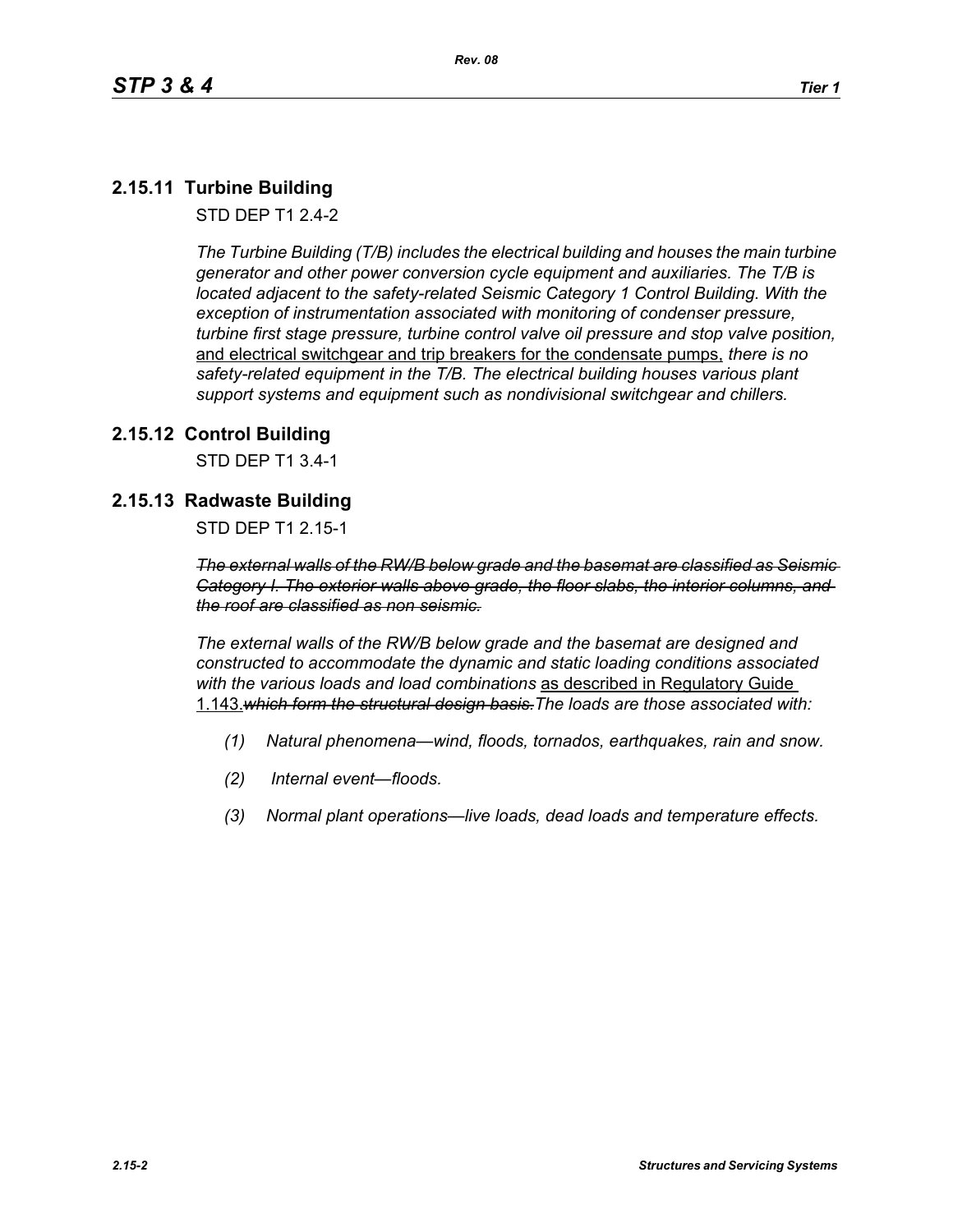## 2.15.11 Turbine Building

STD DEP T1 2.4-2

*The Turbine Building (T/B) includes the electrical building and houses the main turbine generator and other power conversion cycle equipment and auxiliaries. The T/B is located adjacent to the safety-related Seismic Category 1 Control Building. With the exception of instrumentation associated with monitoring of condenser pressure, turbine first stage pressure, turbine control valve oil pressure and stop valve position,* <u>and electrical switchgear and trip breakers for the condensate pumps,</u> *there is no safety-related equipment in the T/B. The electrical building houses various plant support systems and equipment such as nondivisional switchgear and chillers.*

## 2.15.12 Control Building

STD DEP T1 3.4-1

## 2.15.13 Radwaste Building

STD DEP T1 2.15-1

~~*The external walls of the RW/B below grade and the basemat are classified as Seismic Category I. The exterior walls above grade, the floor slabs, the interior columns, and the roof are classified as non seismic.*~~

*The external walls of the RW/B below grade and the basemat are designed and constructed to accommodate the dynamic and static loading conditions associated with the various loads and load combinations* <u>as described in Regulatory Guide 1.143.</u>~~*which form the structural design basis.*~~*The loads are those associated with:*

*(1) Natural phenomena—wind, floods, tornados, earthquakes, rain and snow.*

*(2) Internal event—floods.*

*(3) Normal plant operations—live loads, dead loads and temperature effects.*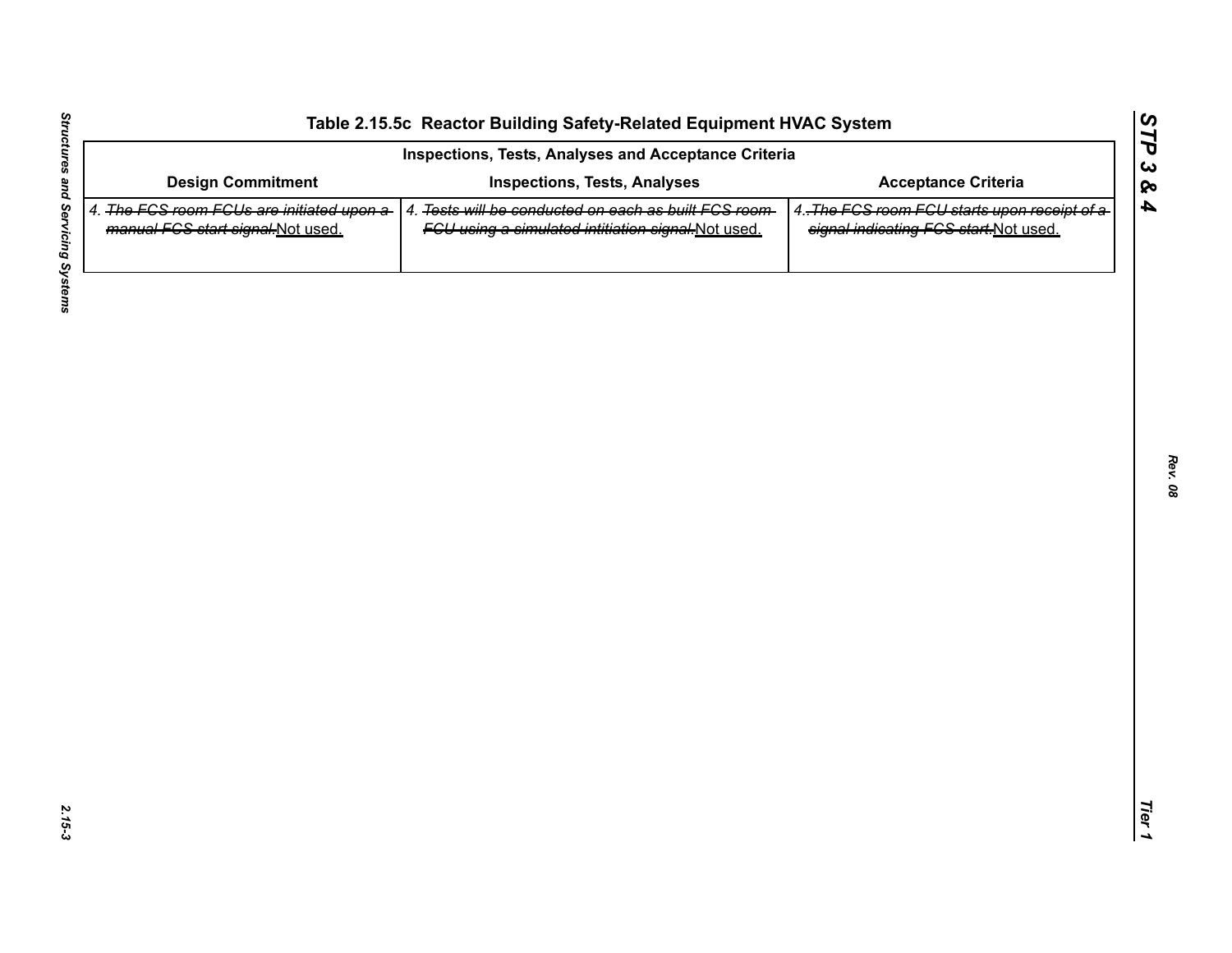# Table 2.15.5c Reactor Building Safety-Related Equipment HVAC System

| Inspections, Tests, Analyses and Acceptance Criteria | | |
|---|---|---|
| **Design Commitment** | **Inspections, Tests, Analyses** | **Acceptance Criteria** |
| 4. ~~The FCS room FCUs are initiated upon a manual FCS start signal.~~Not used. | 4. ~~Tests will be conducted on each as built FCS room FCU using a simulated intitiation signal.~~Not used. | 4. ~~The FCS room FCU starts upon receipt of a signal indicating FCS start.~~Not used. |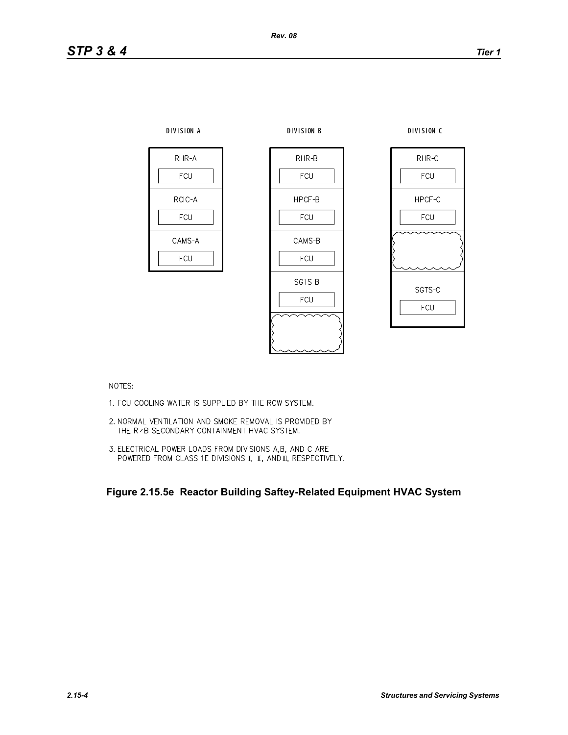DIVISION A

| RHR-A |
| --- |
| FCU |
| RCIC-A |
| FCU |
| CAMS-A |
| FCU |

DIVISION B

| RHR-B |
| --- |
| FCU |
| HPCF-B |
| FCU |
| CAMS-B |
| FCU |
| SGTS-B |
| FCU |

DIVISION C

| RHR-C |
| --- |
| FCU |
| HPCF-C |
| FCU |
| SGTS-C |
| FCU |

NOTES:

1. FCU COOLING WATER IS SUPPLIED BY THE RCW SYSTEM.
2. NORMAL VENTILATION AND SMOKE REMOVAL IS PROVIDED BY THE R/B SECONDARY CONTAINMENT HVAC SYSTEM.
3. ELECTRICAL POWER LOADS FROM DIVISIONS A,B, AND C ARE POWERED FROM CLASS 1E DIVISIONS I, II, AND III, RESPECTIVELY.

**Figure 2.15.5e Reactor Building Saftey-Related Equipment HVAC System**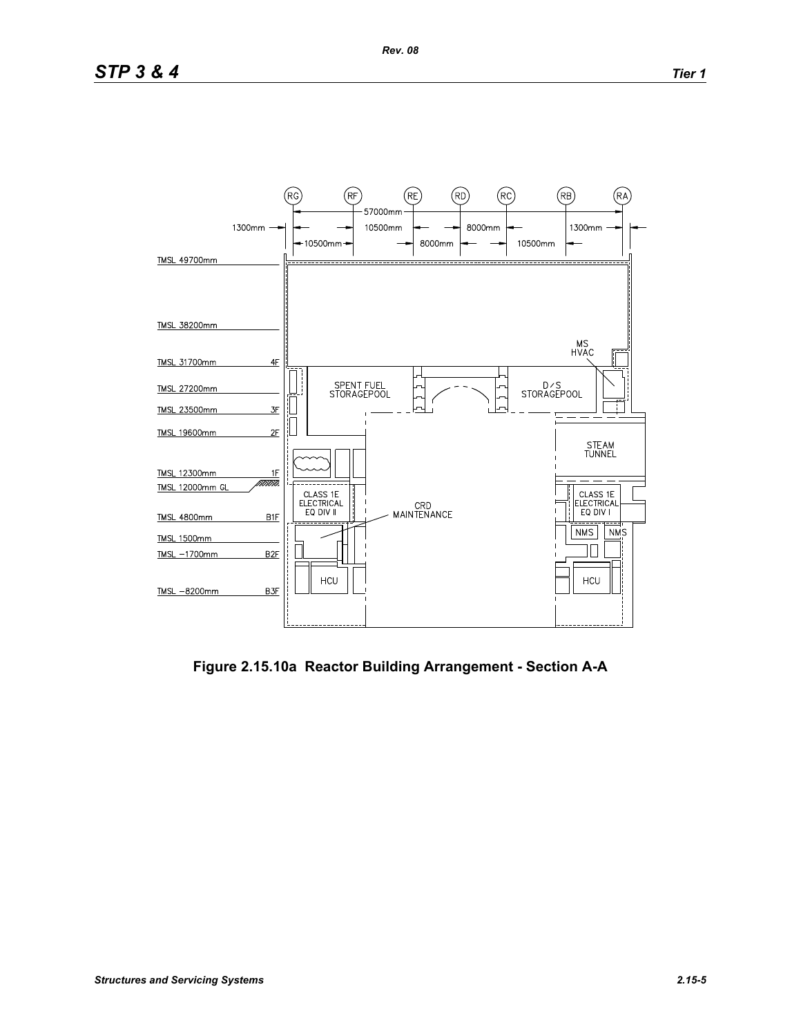Figure 2.15.10a Reactor Building Arrangement - Section A-A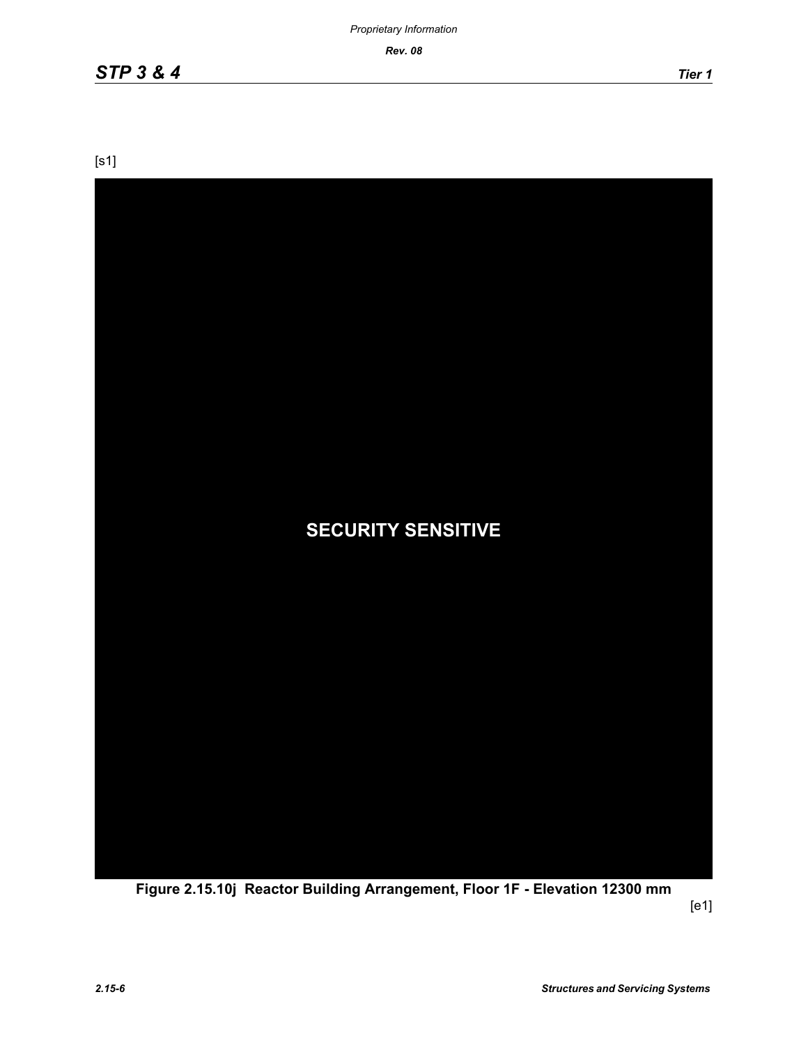[s1]

SECURITY SENSITIVE

**Figure 2.15.10j Reactor Building Arrangement, Floor 1F - Elevation 12300 mm**

[e1]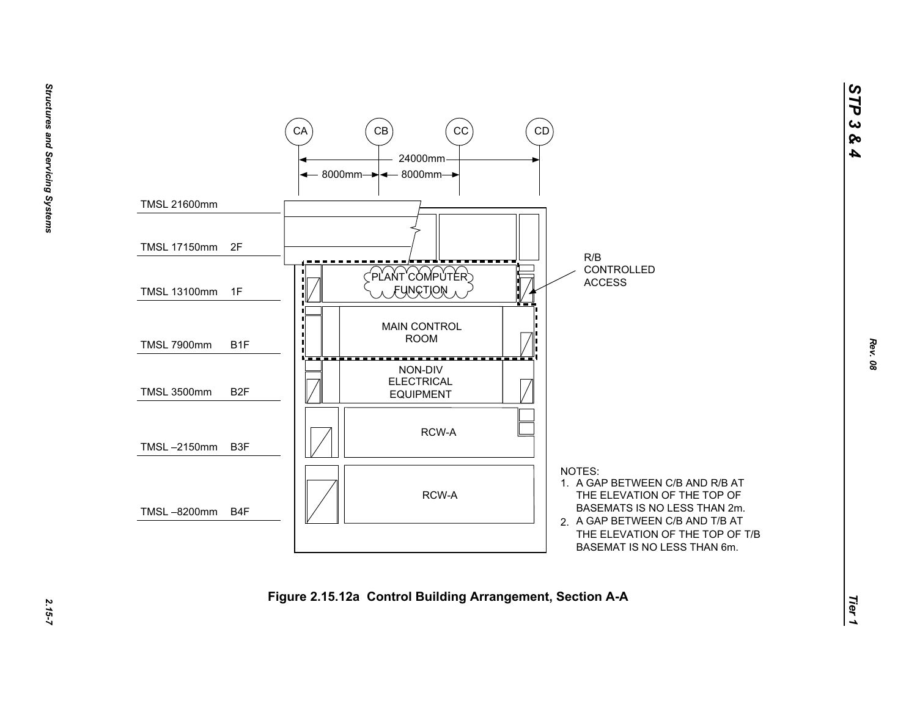CA CB CC CD

24000mm

8000mm 8000mm

TMSL 21600mm

TMSL 17150mm 2F

TMSL 13100mm 1F

TMSL 7900mm B1F

TMSL 3500mm B2F

TMSL –2150mm B3F

TMSL –8200mm B4F

PLANT COMPUTER FUNCTION

MAIN CONTROL ROOM

NON-DIV ELECTRICAL EQUIPMENT

RCW-A

RCW-A

R/B CONTROLLED ACCESS

NOTES:

1. A GAP BETWEEN C/B AND R/B AT THE ELEVATION OF THE TOP OF BASEMATS IS NO LESS THAN 2m.
2. A GAP BETWEEN C/B AND T/B AT THE ELEVATION OF THE TOP OF T/B BASEMAT IS NO LESS THAN 6m.

**Figure 2.15.12a Control Building Arrangement, Section A-A**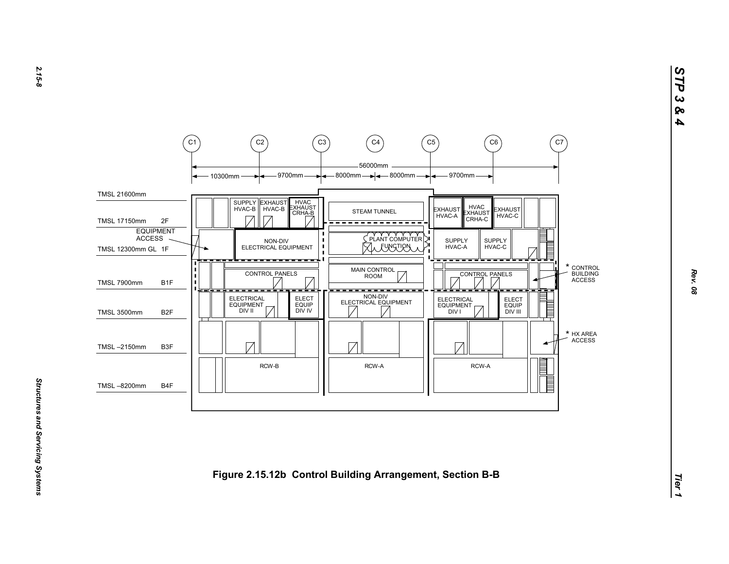C1 C2 C3 C4 C5 C6 C7

56000mm

10300mm — 9700mm — 8000mm — 8000mm — 9700mm

TMSL 21600mm

TMSL 17150mm 2F

EQUIPMENT ACCESS

TMSL 12300mm GL 1F

TMSL 7900mm B1F

TMSL 3500mm B2F

TMSL –2150mm B3F

TMSL –8200mm B4F

SUPPLY HVAC-B | EXHAUST HVAC-B | HVAC EXHAUST CRHA-B | STEAM TUNNEL | EXHAUST HVAC-A | HVAC EXHAUST CRHA-C | EXHAUST HVAC-C

NON-DIV ELECTRICAL EQUIPMENT | PLANT COMPUTER FUNCTION | SUPPLY HVAC-A | SUPPLY HVAC-C

CONTROL PANELS | MAIN CONTROL ROOM | CONTROL PANELS

* CONTROL BUILDING ACCESS

ELECTRICAL EQUIPMENT DIV II | ELECT EQUIP DIV IV | NON-DIV ELECTRICAL EQUIPMENT | ELECTRICAL EQUIPMENT DIV I | ELECT EQUIP DIV III

* HX AREA ACCESS

RCW-B | RCW-A | RCW-A

**Figure 2.15.12b Control Building Arrangement, Section B-B**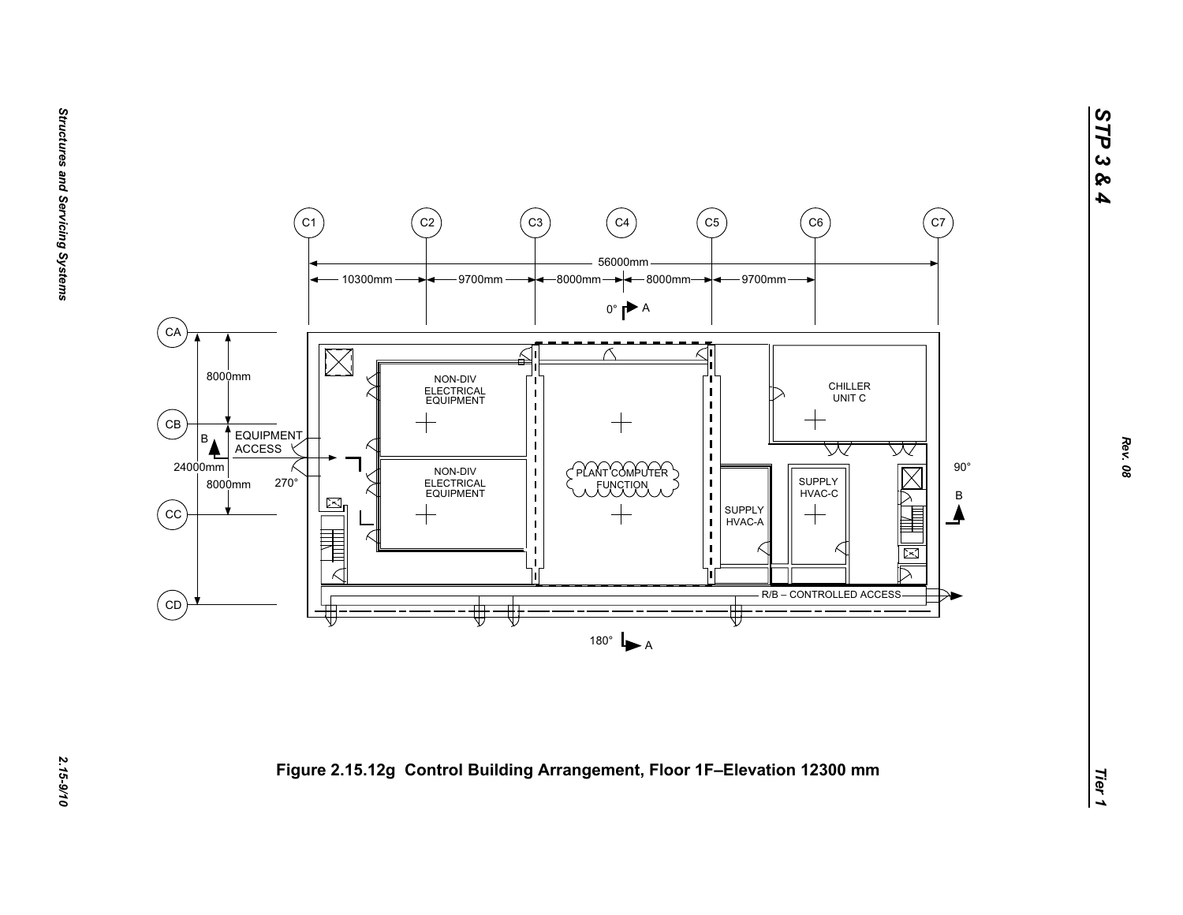C1 C2 C3 C4 C5 C6 C7

56000mm

10300mm 9700mm 8000mm 8000mm 9700mm

0° A

CA

8000mm

CB

B

EQUIPMENT ACCESS

24000mm

8000mm

270°

CC

CD

NON-DIV ELECTRICAL EQUIPMENT

NON-DIV ELECTRICAL EQUIPMENT

PLANT COMPUTER FUNCTION

CHILLER UNIT C

SUPPLY HVAC-A

SUPPLY HVAC-C

90°

B

R/B – CONTROLLED ACCESS

180° A

**Figure 2.15.12g Control Building Arrangement, Floor 1F–Elevation 12300 mm**